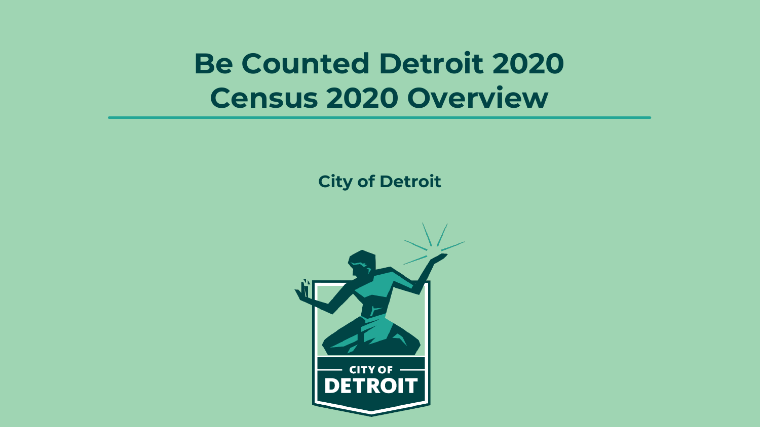# Be Counted Detroit 2020
# Census 2020 Overview

**City of Detroit**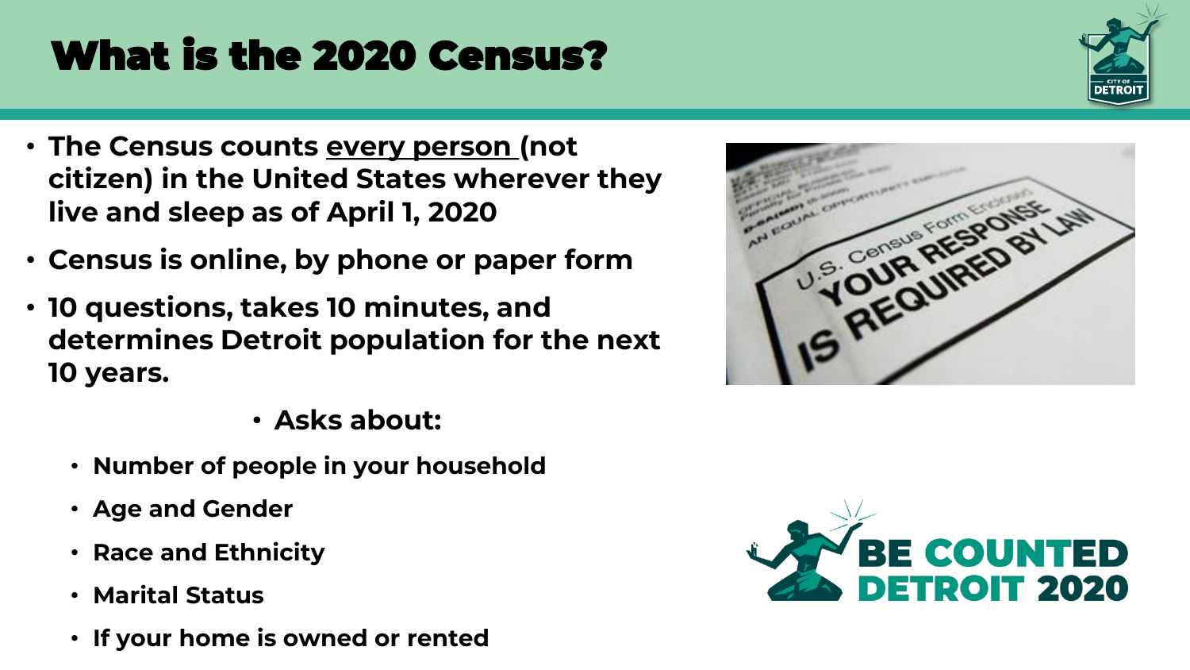# What is the 2020 Census?

- **The Census counts <u>every person</u> (not citizen) in the United States wherever they live and sleep as of April 1, 2020**
- **Census is online, by phone or paper form**
- **10 questions, takes 10 minutes, and determines Detroit population for the next 10 years.**
  - **Asks about:**
    - **Number of people in your household**
    - **Age and Gender**
    - **Race and Ethnicity**
    - **Marital Status**
    - **If your home is owned or rented**

U.S. Census Form Enclosed
YOUR RESPONSE IS REQUIRED BY LAW

BE COUNTED DETROIT 2020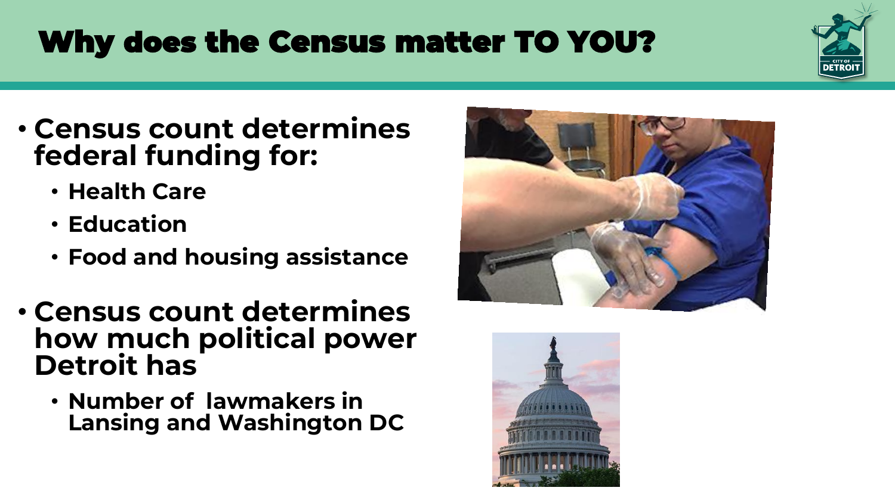# Why does the Census matter TO YOU?

- **Census count determines federal funding for:**
  - **Health Care**
  - **Education**
  - **Food and housing assistance**
- **Census count determines how much political power Detroit has**
  - **Number of lawmakers in Lansing and Washington DC**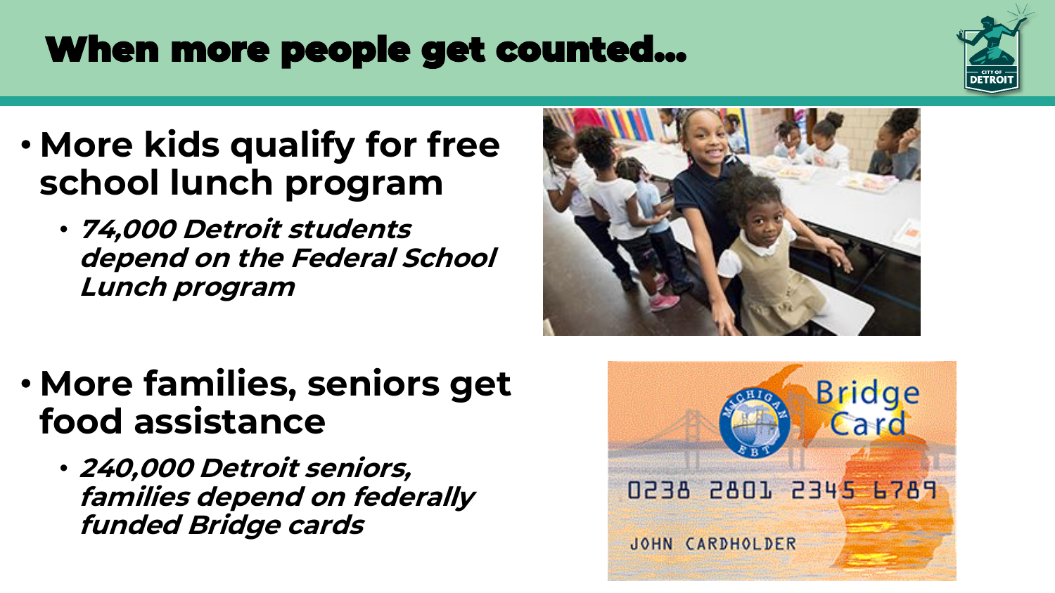# When more people get counted...

- **More kids qualify for free school lunch program**
  - ***74,000 Detroit students depend on the Federal School Lunch program***

- **More families, seniors get food assistance**
  - ***240,000 Detroit seniors, families depend on federally funded Bridge cards***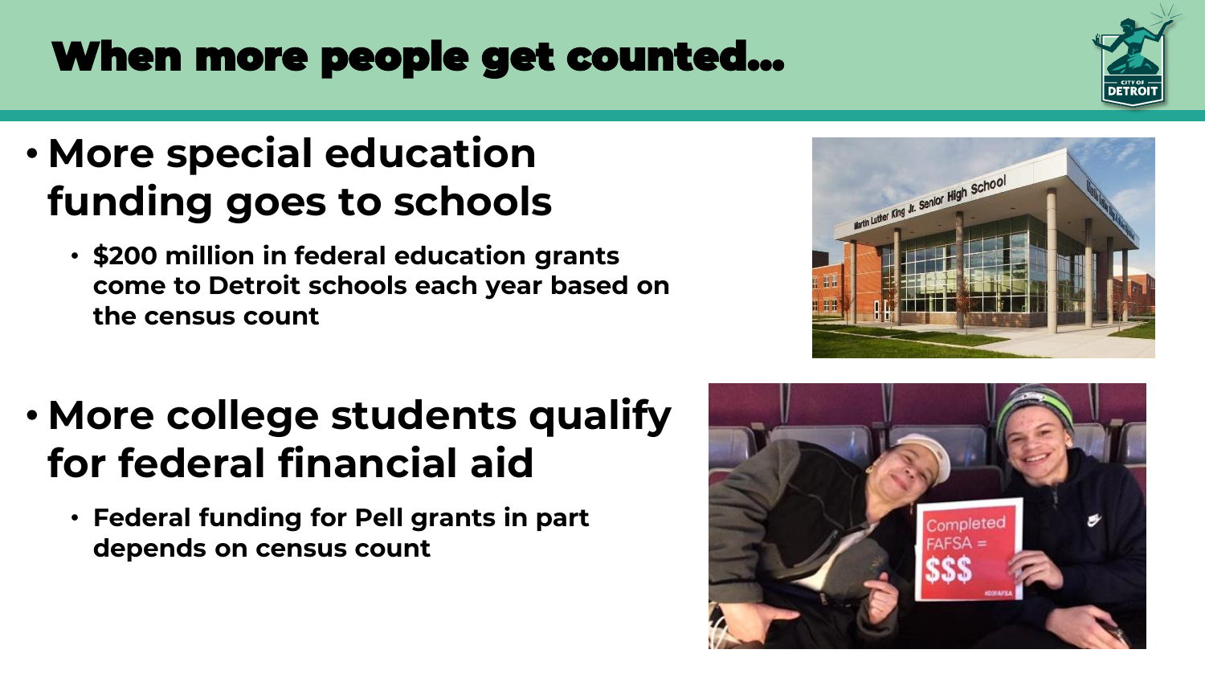# When more people get counted…

- **More special education funding goes to schools**
  - **$200 million in federal education grants come to Detroit schools each year based on the census count**

- **More college students qualify for federal financial aid**
  - **Federal funding for Pell grants in part depends on census count**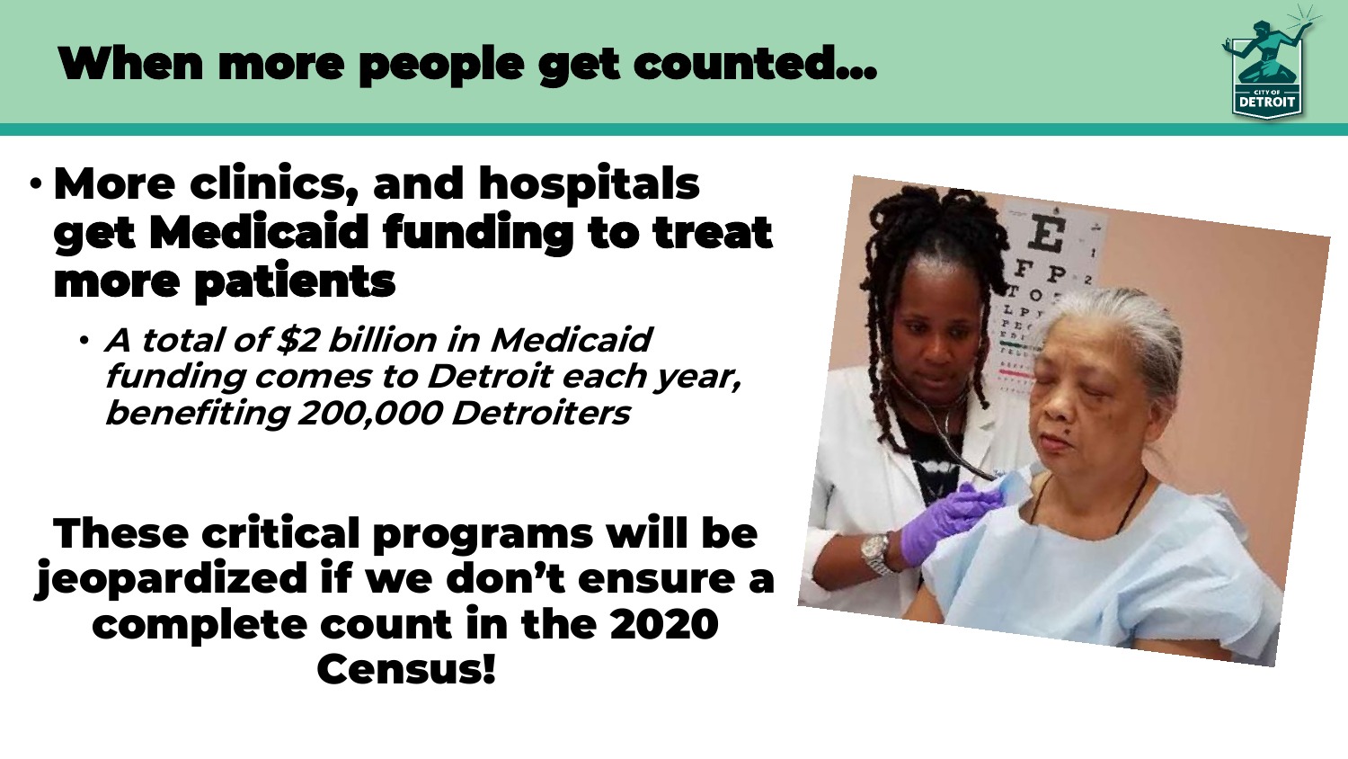# When more people get counted…

- **More clinics, and hospitals get Medicaid funding to treat more patients**
  - ***A total of $2 billion in Medicaid funding comes to Detroit each year, benefiting 200,000 Detroiters***

**These critical programs will be jeopardized if we don't ensure a complete count in the 2020 Census!**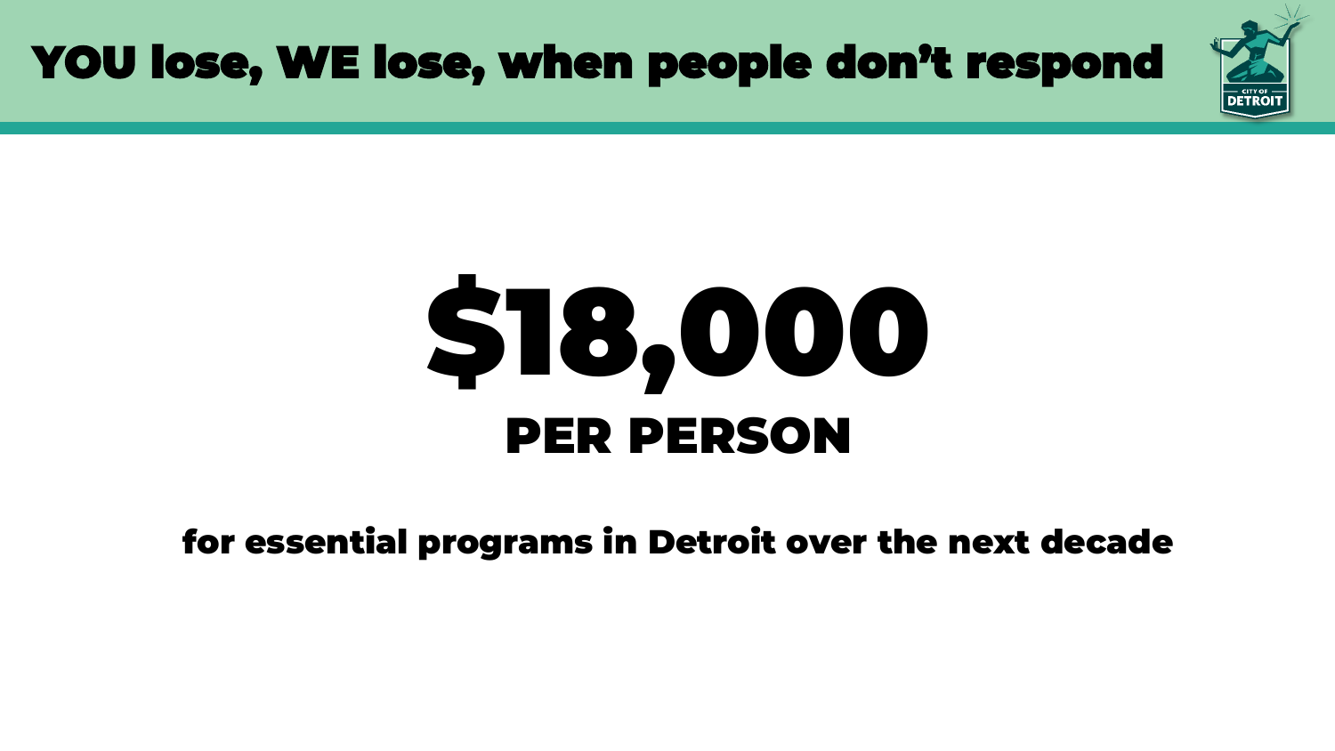# YOU lose, WE lose, when people don't respond

# $18,000

## PER PERSON

**for essential programs in Detroit over the next decade**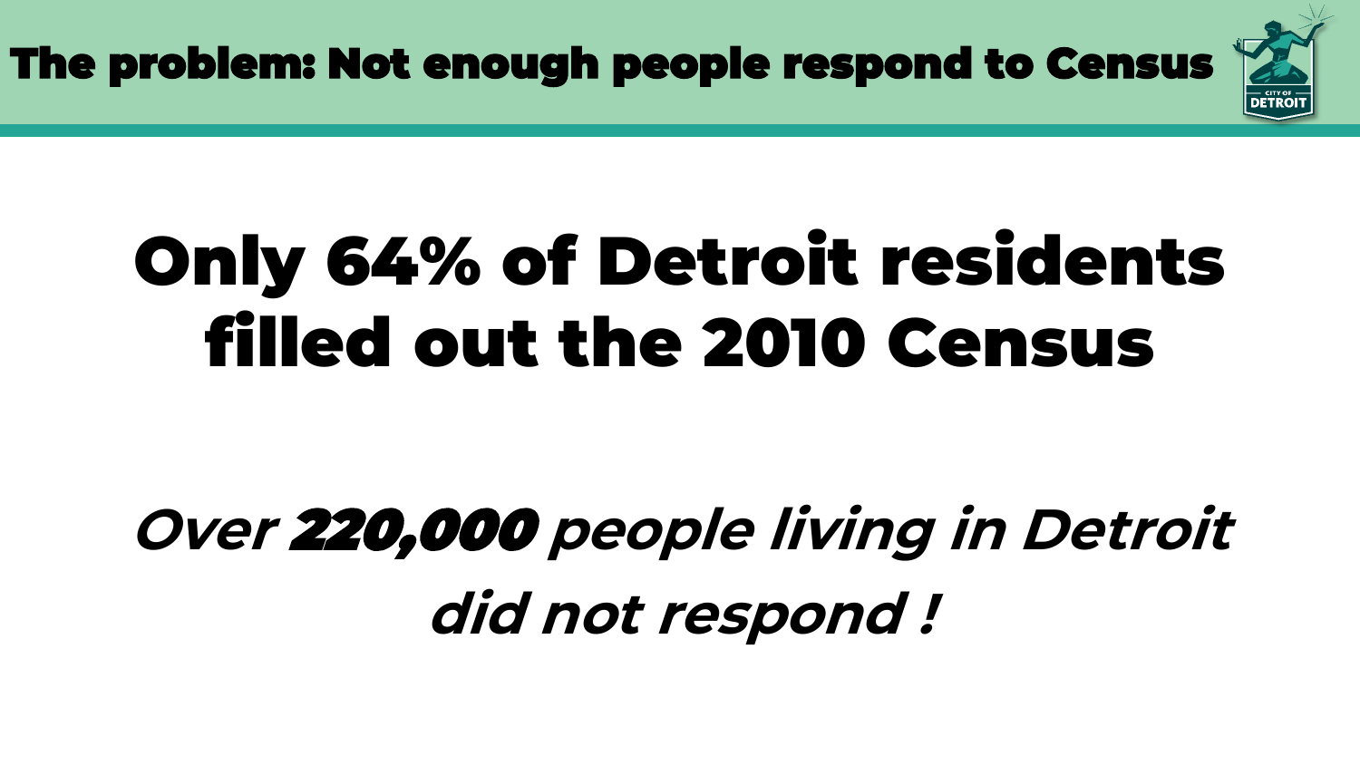# The problem: Not enough people respond to Census

## Only 64% of Detroit residents filled out the 2010 Census

***Over 220,000 people living in Detroit did not respond !***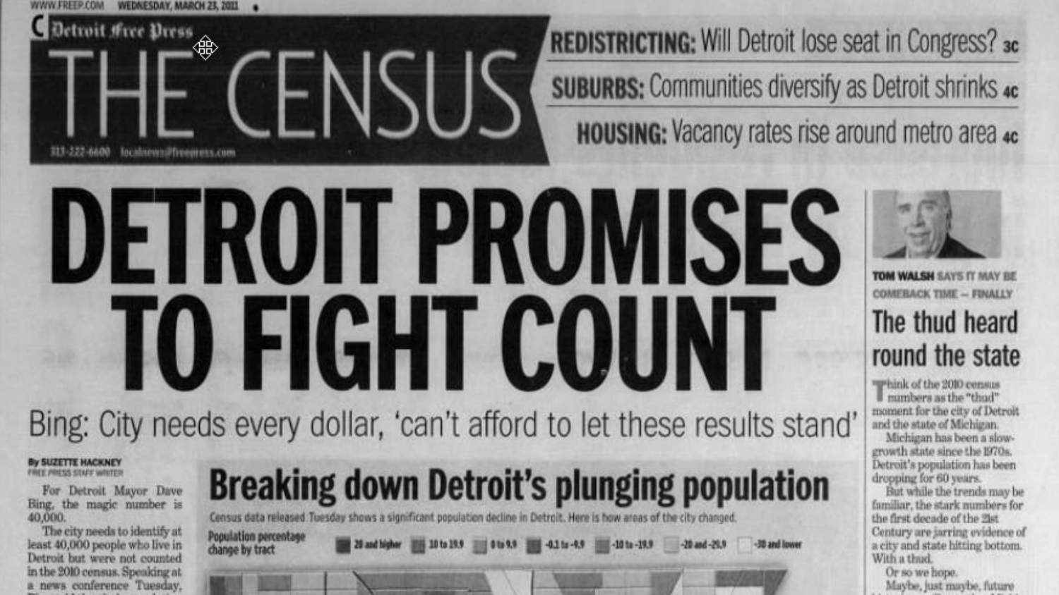WWW.FREEP.COM WEDNESDAY, MARCH 23, 2011

Detroit Free Press

# THE CENSUS

313-222-6600 localnews@freepress.com

**REDISTRICTING:** Will Detroit lose seat in Congress? 3C

**SUBURBS:** Communities diversify as Detroit shrinks 4C

**HOUSING:** Vacancy rates rise around metro area 4C

# DETROIT PROMISES TO FIGHT COUNT

## Bing: City needs every dollar, 'can't afford to let these results stand'

By SUZETTE HACKNEY
FREE PRESS STAFF WRITER

For Detroit Mayor Dave Bing, the magic number is 40,000.

The city needs to identify at least 40,000 people who live in Detroit but were not counted in the 2010 census. Speaking at a news conference Tuesday,

## Breaking down Detroit's plunging population

Census data released Tuesday shows a significant population decline in Detroit. Here is how areas of the city changed.

Population percentage change by tract

20 and higher | 10 to 19.9 | 0 to 9.9 | -0.1 to -9.9 | -10 to -19.9 | -20 and -29.9 | -30 and lower

TOM WALSH SAYS IT MAY BE COMEBACK TIME — FINALLY

## The thud heard round the state

Think of the 2010 census numbers as the "thud" moment for the city of Detroit and the state of Michigan.

Michigan has been a slow-growth state since the 1970s. Detroit's population has been dropping for 60 years.

But while the trends may be familiar, the stark numbers for the first decade of the 21st Century are jarring evidence of a city and state hitting bottom. With a thud.

Or so we hope.

Maybe, just maybe, future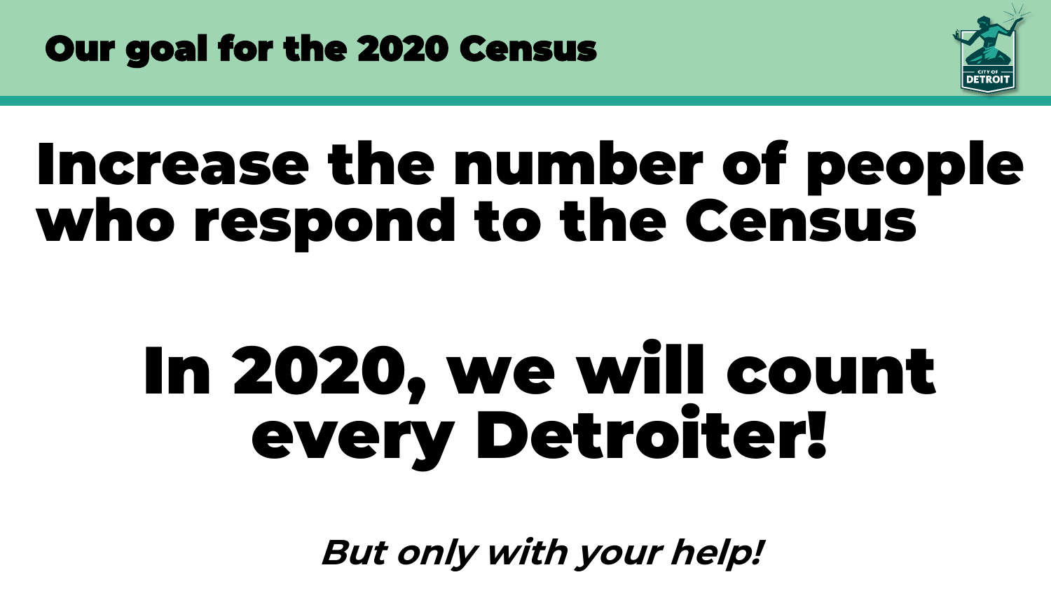# Our goal for the 2020 Census

## Increase the number of people who respond to the Census

## In 2020, we will count every Detroiter!

***But only with your help!***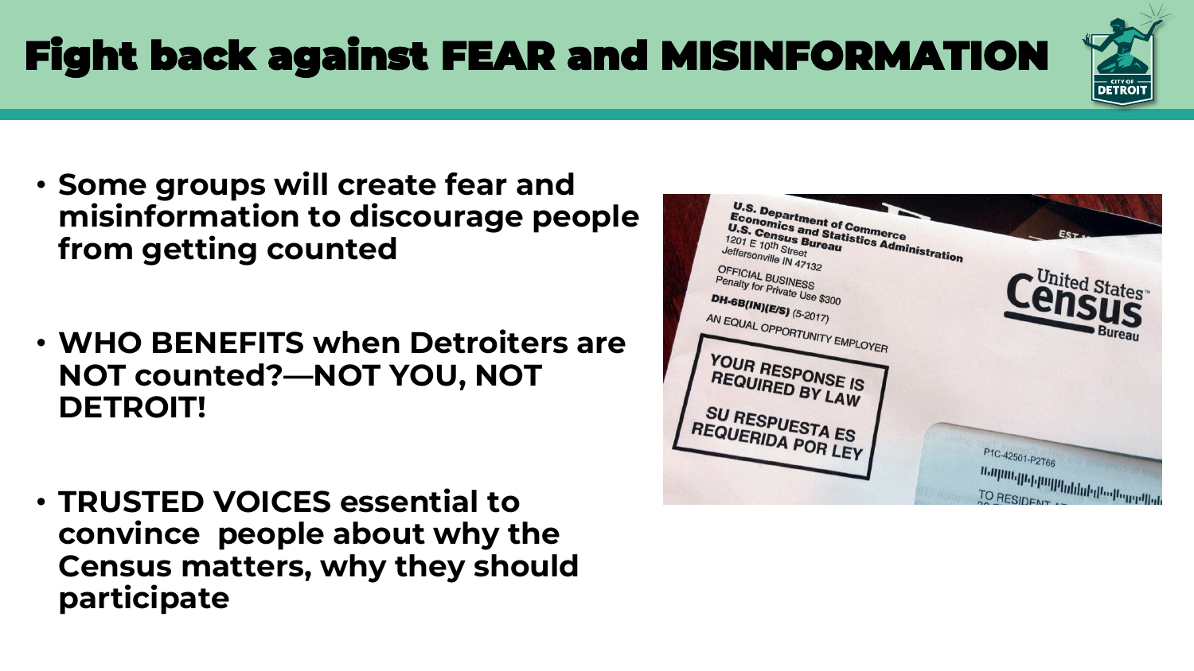# Fight back against FEAR and MISINFORMATION

- **Some groups will create fear and misinformation to discourage people from getting counted**
- **WHO BENEFITS when Detroiters are NOT counted?—NOT YOU, NOT DETROIT!**
- **TRUSTED VOICES essential to convince people about why the Census matters, why they should participate**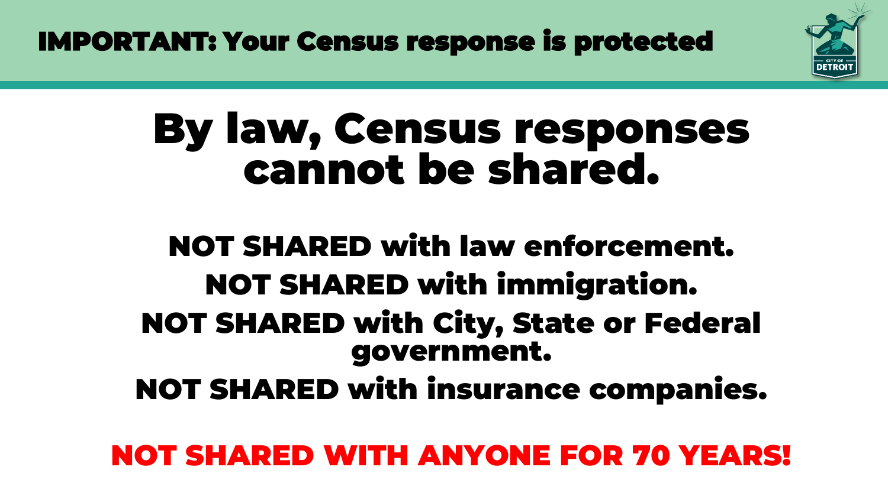**IMPORTANT: Your Census response is protected**

# By law, Census responses cannot be shared.

**NOT SHARED with law enforcement.**

**NOT SHARED with immigration.**

**NOT SHARED with City, State or Federal government.**

**NOT SHARED with insurance companies.**

**NOT SHARED WITH ANYONE FOR 70 YEARS!**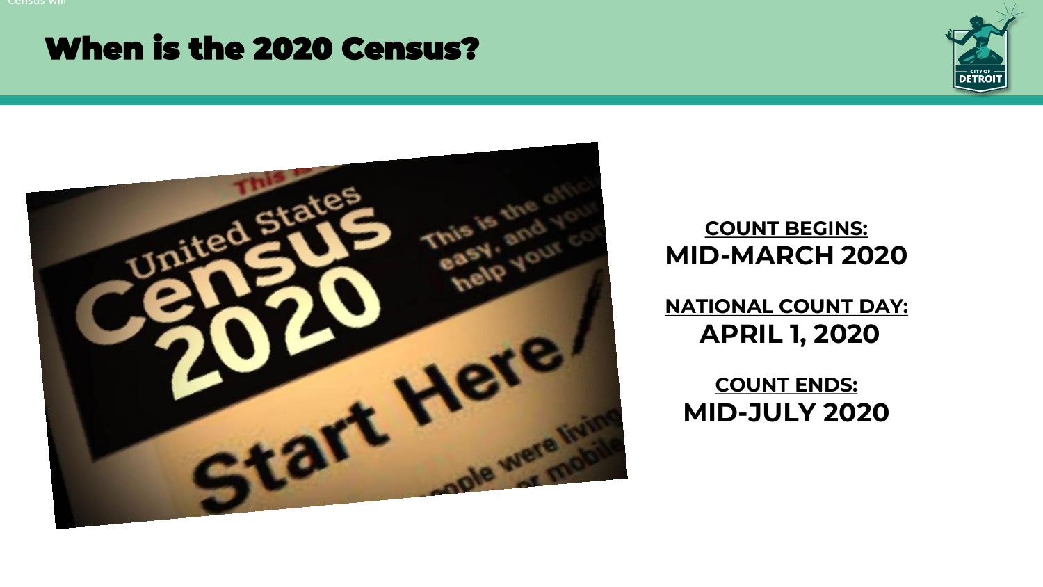# When is the 2020 Census?

**COUNT BEGINS:**
**MID-MARCH 2020**

**NATIONAL COUNT DAY:**
**APRIL 1, 2020**

**COUNT ENDS:**
**MID-JULY 2020**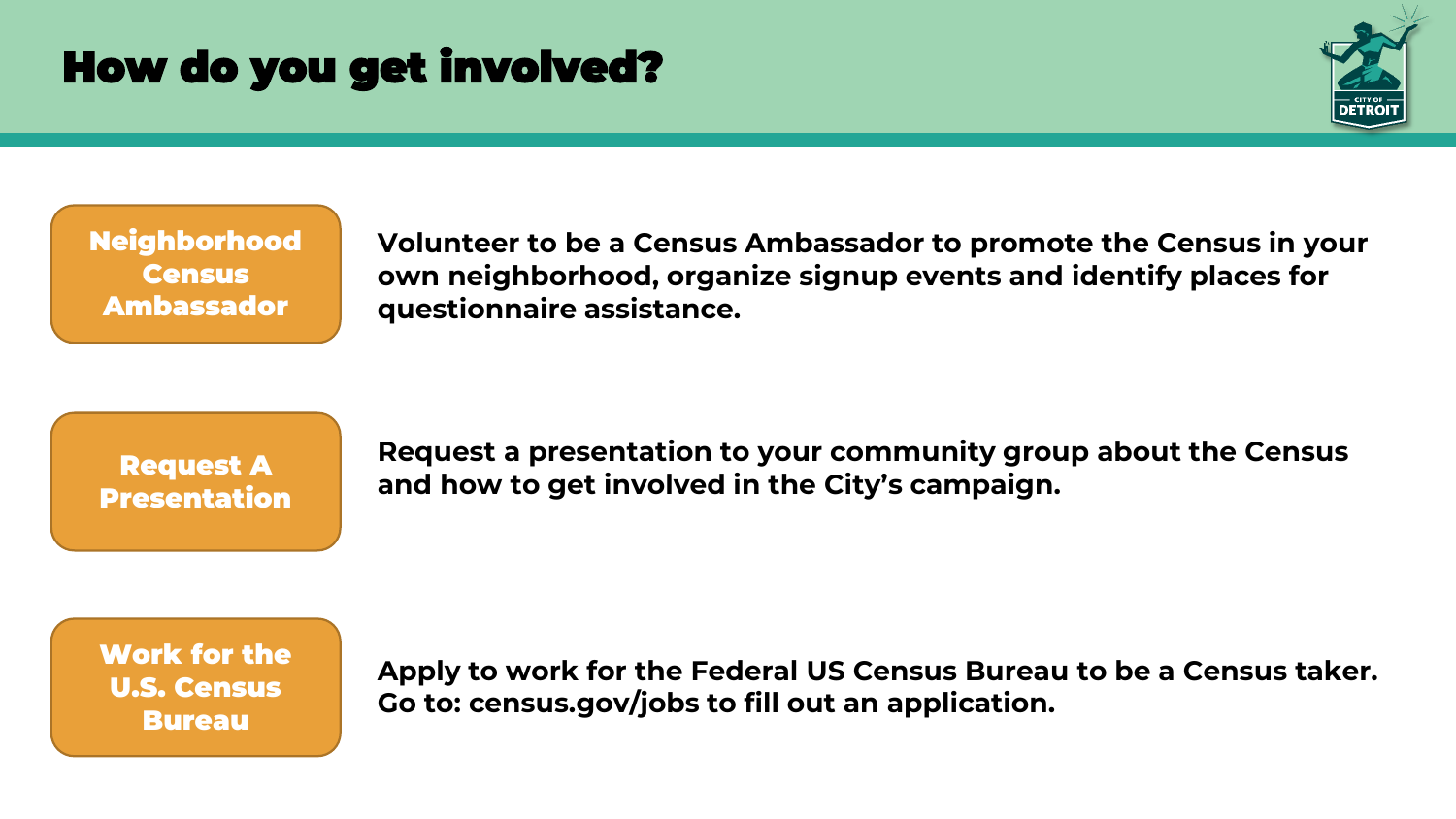# How do you get involved?

**Neighborhood Census Ambassador**

**Volunteer to be a Census Ambassador to promote the Census in your own neighborhood, organize signup events and identify places for questionnaire assistance.**

**Request A Presentation**

**Request a presentation to your community group about the Census and how to get involved in the City's campaign.**

**Work for the U.S. Census Bureau**

**Apply to work for the Federal US Census Bureau to be a Census taker. Go to: census.gov/jobs to fill out an application.**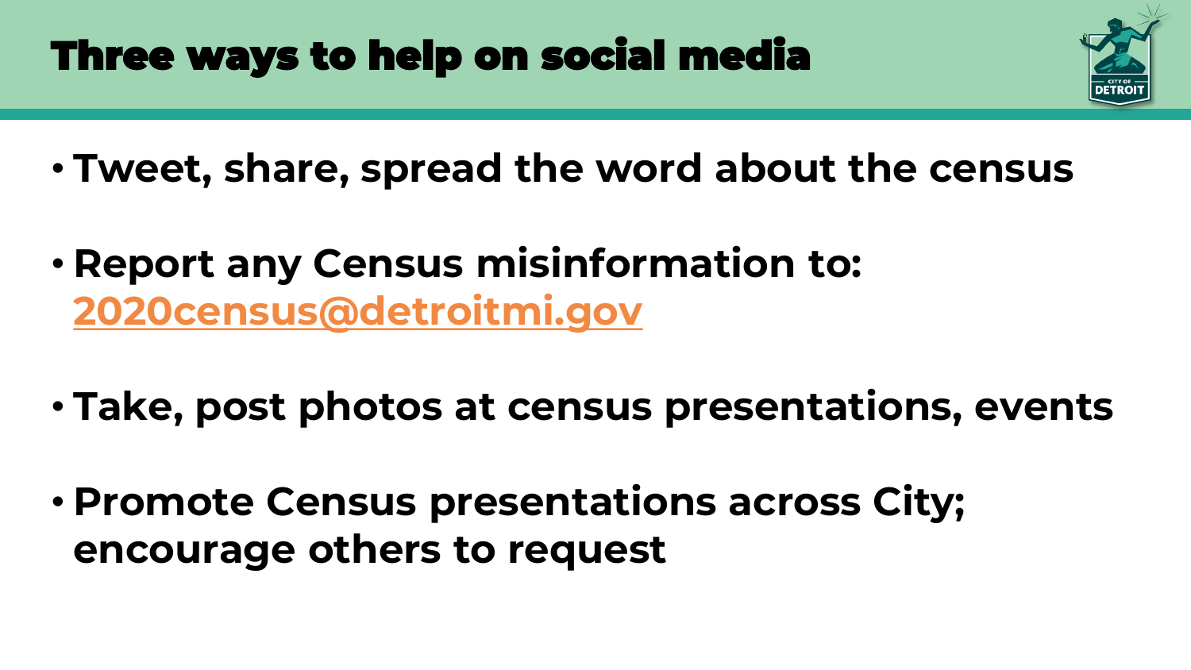# Three ways to help on social media

- **Tweet, share, spread the word about the census**
- **Report any Census misinformation to: 2020census@detroitmi.gov**
- **Take, post photos at census presentations, events**
- **Promote Census presentations across City; encourage others to request**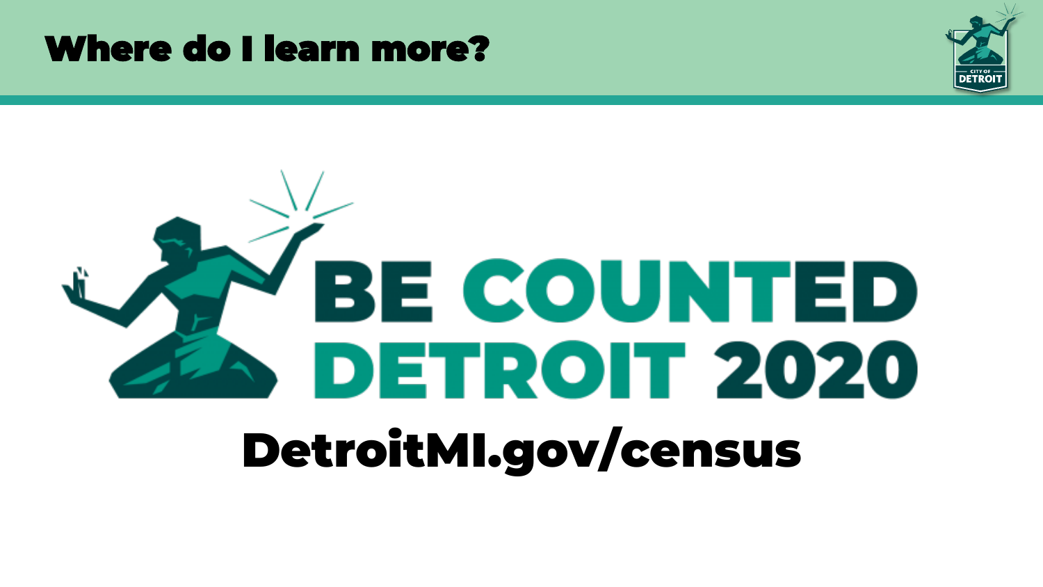# Where do I learn more?

BE COUNTED DETROIT 2020

**DetroitMI.gov/census**